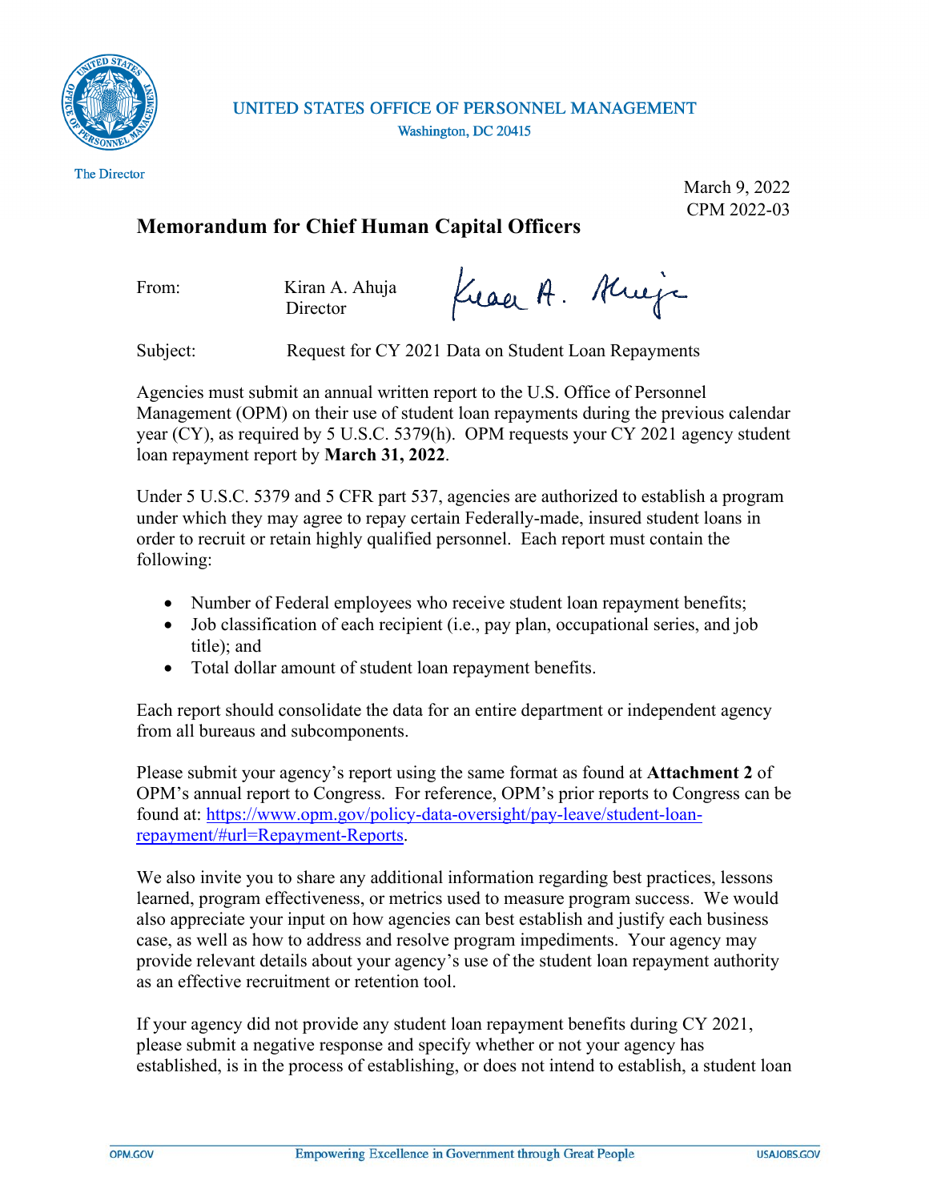UNITED STATES OFFICE OF PERSONNEL MANAGEMENT
Washington, DC 20415

The Director

March 9, 2022
CPM 2022-03

## Memorandum for Chief Human Capital Officers

From: Kiran A. Ahuja
Director

Subject: Request for CY 2021 Data on Student Loan Repayments

Agencies must submit an annual written report to the U.S. Office of Personnel Management (OPM) on their use of student loan repayments during the previous calendar year (CY), as required by 5 U.S.C. 5379(h). OPM requests your CY 2021 agency student loan repayment report by **March 31, 2022**.

Under 5 U.S.C. 5379 and 5 CFR part 537, agencies are authorized to establish a program under which they may agree to repay certain Federally-made, insured student loans in order to recruit or retain highly qualified personnel. Each report must contain the following:

- Number of Federal employees who receive student loan repayment benefits;
- Job classification of each recipient (i.e., pay plan, occupational series, and job title); and
- Total dollar amount of student loan repayment benefits.

Each report should consolidate the data for an entire department or independent agency from all bureaus and subcomponents.

Please submit your agency's report using the same format as found at **Attachment 2** of OPM's annual report to Congress. For reference, OPM's prior reports to Congress can be found at: [https://www.opm.gov/policy-data-oversight/pay-leave/student-loan-repayment/#url=Repayment-Reports](https://www.opm.gov/policy-data-oversight/pay-leave/student-loan-repayment/#url=Repayment-Reports).

We also invite you to share any additional information regarding best practices, lessons learned, program effectiveness, or metrics used to measure program success. We would also appreciate your input on how agencies can best establish and justify each business case, as well as how to address and resolve program impediments. Your agency may provide relevant details about your agency's use of the student loan repayment authority as an effective recruitment or retention tool.

If your agency did not provide any student loan repayment benefits during CY 2021, please submit a negative response and specify whether or not your agency has established, is in the process of establishing, or does not intend to establish, a student loan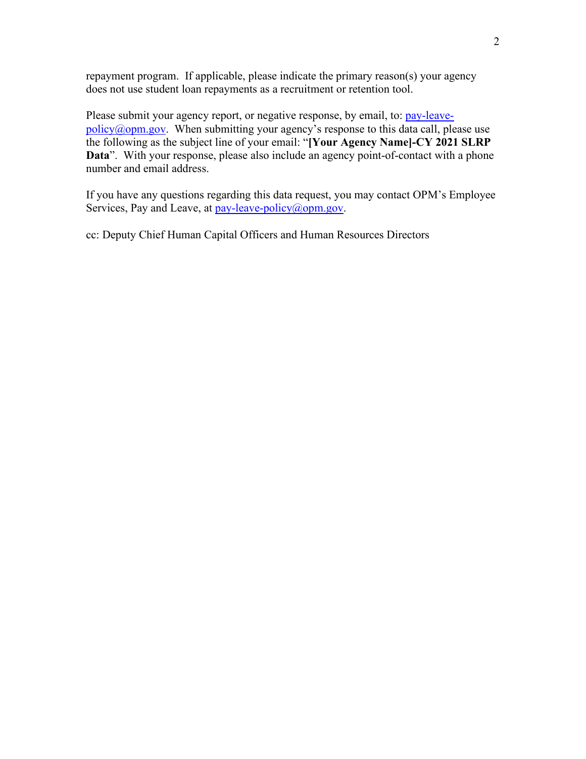repayment program. If applicable, please indicate the primary reason(s) your agency does not use student loan repayments as a recruitment or retention tool.

Please submit your agency report, or negative response, by email, to: pay-leave-policy@opm.gov. When submitting your agency's response to this data call, please use the following as the subject line of your email: "**[Your Agency Name]-CY 2021 SLRP Data**". With your response, please also include an agency point-of-contact with a phone number and email address.

If you have any questions regarding this data request, you may contact OPM's Employee Services, Pay and Leave, at pay-leave-policy@opm.gov.

cc: Deputy Chief Human Capital Officers and Human Resources Directors